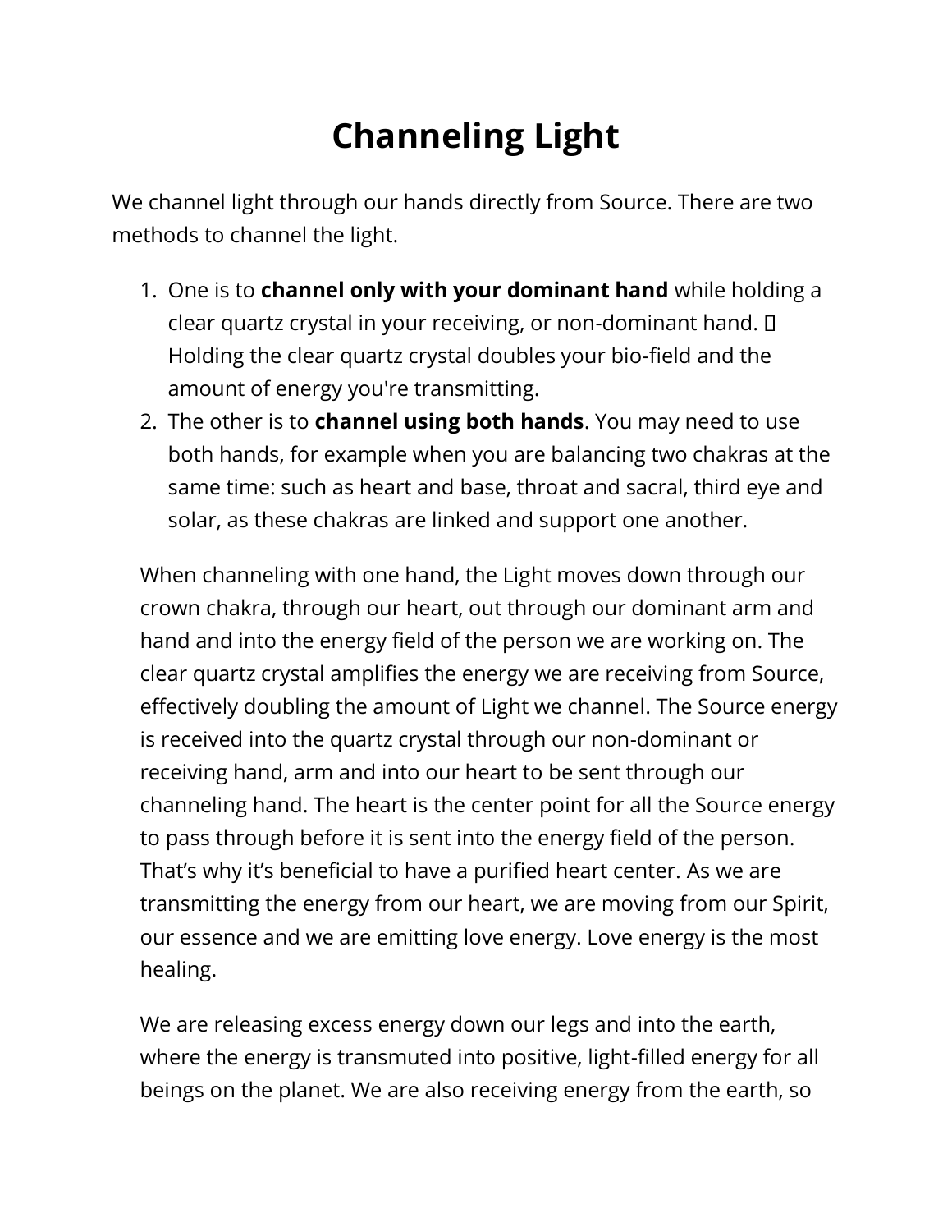# Channeling Light

We channel light through our hands directly from Source. There are two methods to channel the light.

1. One is to **channel only with your dominant hand** while holding a clear quartz crystal in your receiving, or non-dominant hand. Holding the clear quartz crystal doubles your bio-field and the amount of energy you're transmitting.
2. The other is to **channel using both hands**. You may need to use both hands, for example when you are balancing two chakras at the same time: such as heart and base, throat and sacral, third eye and solar, as these chakras are linked and support one another.

When channeling with one hand, the Light moves down through our crown chakra, through our heart, out through our dominant arm and hand and into the energy field of the person we are working on. The clear quartz crystal amplifies the energy we are receiving from Source, effectively doubling the amount of Light we channel. The Source energy is received into the quartz crystal through our non-dominant or receiving hand, arm and into our heart to be sent through our channeling hand. The heart is the center point for all the Source energy to pass through before it is sent into the energy field of the person. That's why it's beneficial to have a purified heart center. As we are transmitting the energy from our heart, we are moving from our Spirit, our essence and we are emitting love energy. Love energy is the most healing.

We are releasing excess energy down our legs and into the earth, where the energy is transmuted into positive, light-filled energy for all beings on the planet. We are also receiving energy from the earth, so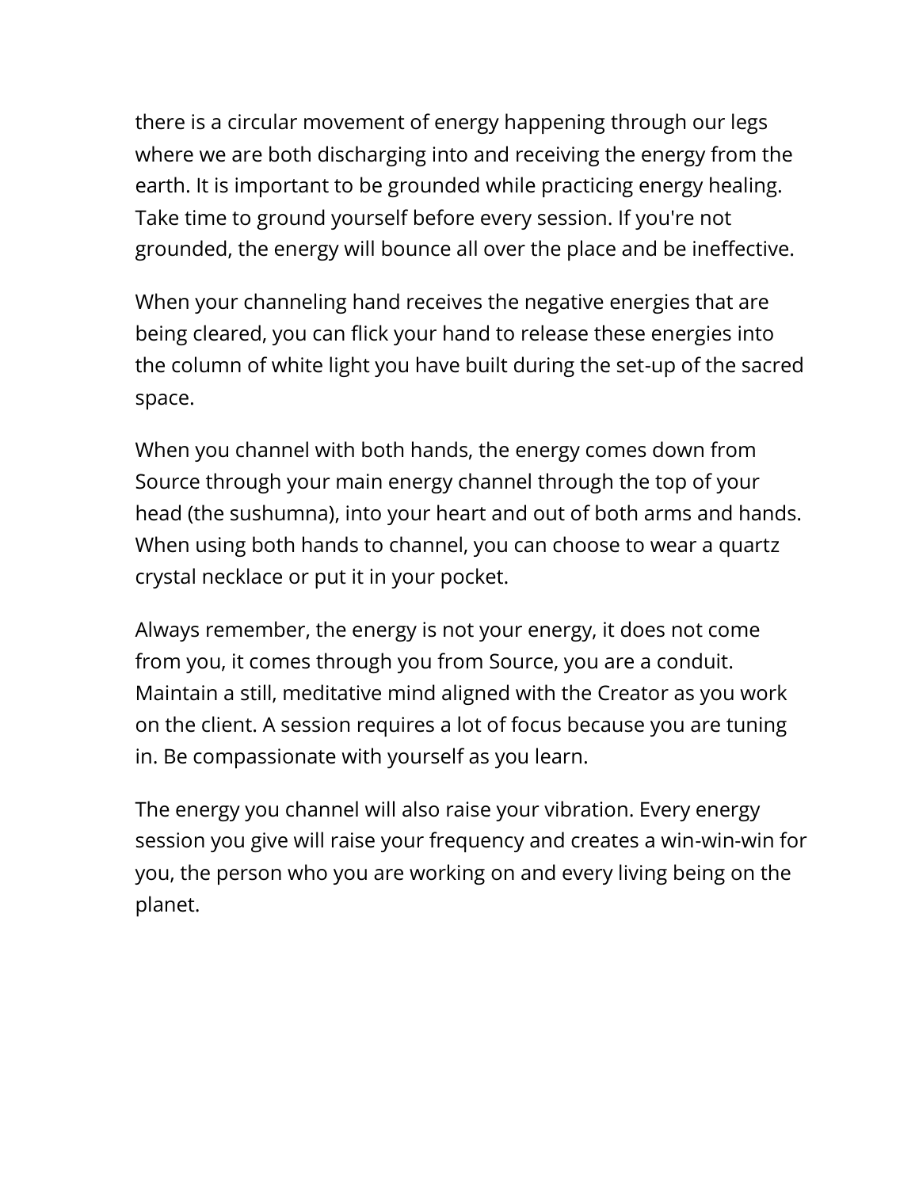there is a circular movement of energy happening through our legs where we are both discharging into and receiving the energy from the earth. It is important to be grounded while practicing energy healing. Take time to ground yourself before every session. If you're not grounded, the energy will bounce all over the place and be ineffective.

When your channeling hand receives the negative energies that are being cleared, you can flick your hand to release these energies into the column of white light you have built during the set-up of the sacred space.

When you channel with both hands, the energy comes down from Source through your main energy channel through the top of your head (the sushumna), into your heart and out of both arms and hands. When using both hands to channel, you can choose to wear a quartz crystal necklace or put it in your pocket.

Always remember, the energy is not your energy, it does not come from you, it comes through you from Source, you are a conduit. Maintain a still, meditative mind aligned with the Creator as you work on the client. A session requires a lot of focus because you are tuning in. Be compassionate with yourself as you learn.

The energy you channel will also raise your vibration. Every energy session you give will raise your frequency and creates a win-win-win for you, the person who you are working on and every living being on the planet.